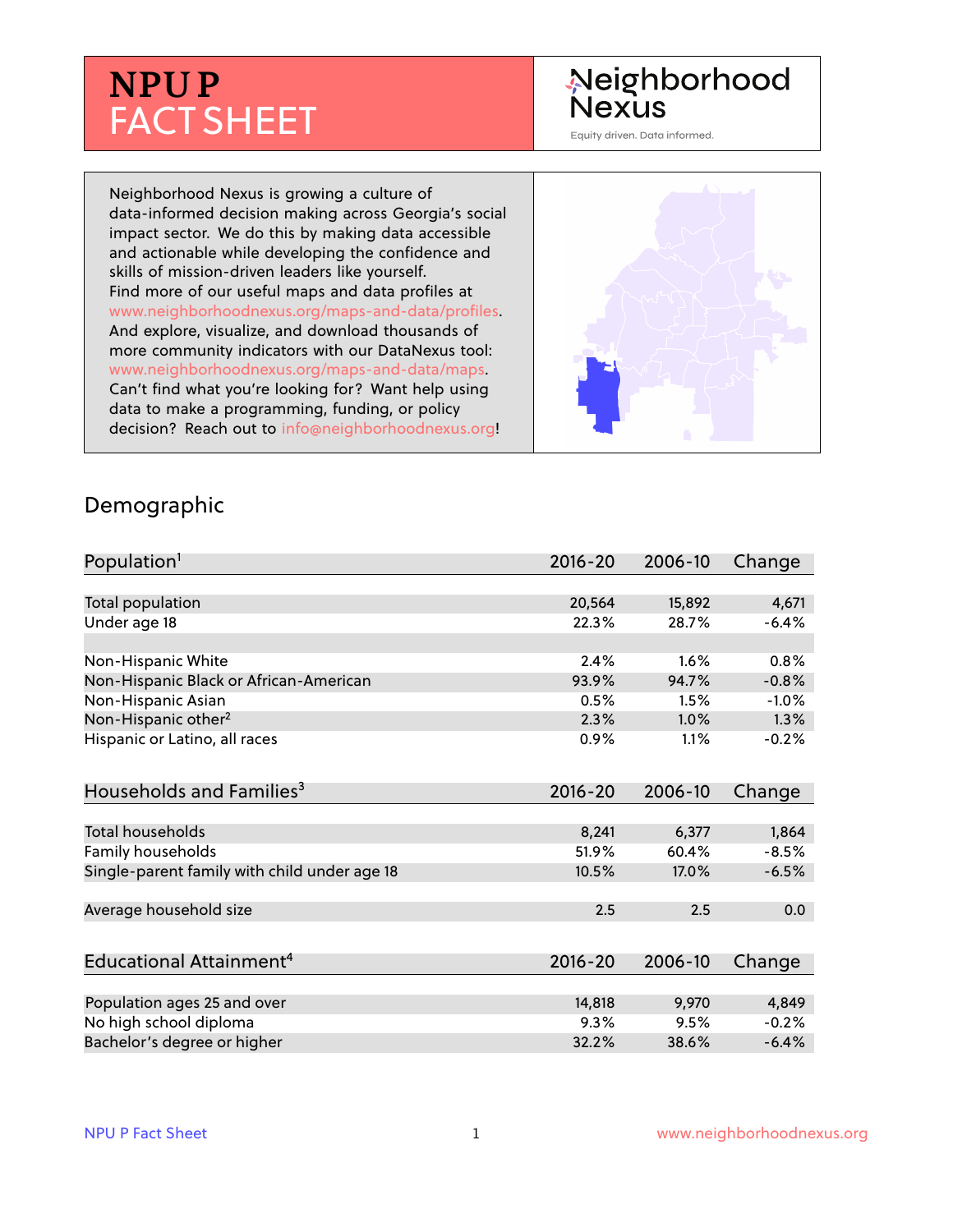# NPU P FACT SHEET

Neighborhood Nexus

Equity driven. Data informed.

Neighborhood Nexus is growing a culture of data-informed decision making across Georgia's social impact sector. We do this by making data accessible and actionable while developing the confidence and skills of mission-driven leaders like yourself. Find more of our useful maps and data profiles at www.neighborhoodnexus.org/maps-and-data/profiles. And explore, visualize, and download thousands of more community indicators with our DataNexus tool: www.neighborhoodnexus.org/maps-and-data/maps. Can't find what you're looking for? Want help using data to make a programming, funding, or policy decision? Reach out to info@neighborhoodnexus.org!

## Demographic

| Population[1] | 2016-20 | 2006-10 | Change |
|---|---|---|---|
| Total population | 20,564 | 15,892 | 4,671 |
| Under age 18 | 22.3% | 28.7% | -6.4% |
| | | | |
| Non-Hispanic White | 2.4% | 1.6% | 0.8% |
| Non-Hispanic Black or African-American | 93.9% | 94.7% | -0.8% |
| Non-Hispanic Asian | 0.5% | 1.5% | -1.0% |
| Non-Hispanic other[2] | 2.3% | 1.0% | 1.3% |
| Hispanic or Latino, all races | 0.9% | 1.1% | -0.2% |

| Households and Families[3] | 2016-20 | 2006-10 | Change |
|---|---|---|---|
| Total households | 8,241 | 6,377 | 1,864 |
| Family households | 51.9% | 60.4% | -8.5% |
| Single-parent family with child under age 18 | 10.5% | 17.0% | -6.5% |
| | | | |
| Average household size | 2.5 | 2.5 | 0.0 |

| Educational Attainment[4] | 2016-20 | 2006-10 | Change |
|---|---|---|---|
| Population ages 25 and over | 14,818 | 9,970 | 4,849 |
| No high school diploma | 9.3% | 9.5% | -0.2% |
| Bachelor's degree or higher | 32.2% | 38.6% | -6.4% |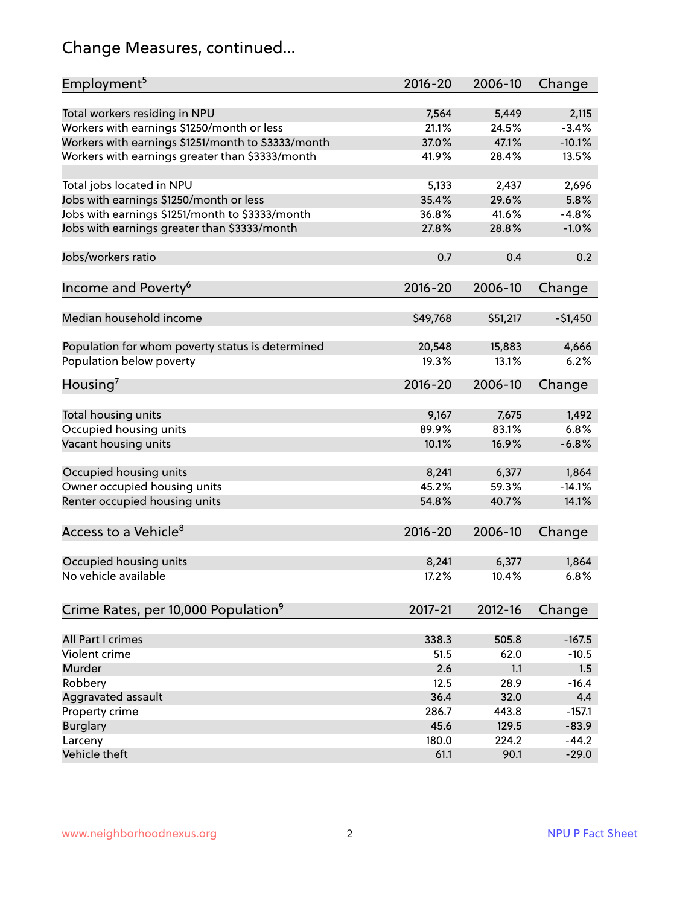# Change Measures, continued...

| Employment[5] | 2016-20 | 2006-10 | Change |
|---|---|---|---|
| Total workers residing in NPU | 7,564 | 5,449 | 2,115 |
| Workers with earnings $1250/month or less | 21.1% | 24.5% | -3.4% |
| Workers with earnings $1251/month to $3333/month | 37.0% | 47.1% | -10.1% |
| Workers with earnings greater than $3333/month | 41.9% | 28.4% | 13.5% |
| | | | |
| Total jobs located in NPU | 5,133 | 2,437 | 2,696 |
| Jobs with earnings $1250/month or less | 35.4% | 29.6% | 5.8% |
| Jobs with earnings $1251/month to $3333/month | 36.8% | 41.6% | -4.8% |
| Jobs with earnings greater than $3333/month | 27.8% | 28.8% | -1.0% |
| | | | |
| Jobs/workers ratio | 0.7 | 0.4 | 0.2 |

| Income and Poverty[6] | 2016-20 | 2006-10 | Change |
|---|---|---|---|
| Median household income | $49,768 | $51,217 | -$1,450 |
| | | | |
| Population for whom poverty status is determined | 20,548 | 15,883 | 4,666 |
| Population below poverty | 19.3% | 13.1% | 6.2% |

| Housing[7] | 2016-20 | 2006-10 | Change |
|---|---|---|---|
| Total housing units | 9,167 | 7,675 | 1,492 |
| Occupied housing units | 89.9% | 83.1% | 6.8% |
| Vacant housing units | 10.1% | 16.9% | -6.8% |
| | | | |
| Occupied housing units | 8,241 | 6,377 | 1,864 |
| Owner occupied housing units | 45.2% | 59.3% | -14.1% |
| Renter occupied housing units | 54.8% | 40.7% | 14.1% |

| Access to a Vehicle[8] | 2016-20 | 2006-10 | Change |
|---|---|---|---|
| Occupied housing units | 8,241 | 6,377 | 1,864 |
| No vehicle available | 17.2% | 10.4% | 6.8% |

| Crime Rates, per 10,000 Population[9] | 2017-21 | 2012-16 | Change |
|---|---|---|---|
| All Part I crimes | 338.3 | 505.8 | -167.5 |
| Violent crime | 51.5 | 62.0 | -10.5 |
| Murder | 2.6 | 1.1 | 1.5 |
| Robbery | 12.5 | 28.9 | -16.4 |
| Aggravated assault | 36.4 | 32.0 | 4.4 |
| Property crime | 286.7 | 443.8 | -157.1 |
| Burglary | 45.6 | 129.5 | -83.9 |
| Larceny | 180.0 | 224.2 | -44.2 |
| Vehicle theft | 61.1 | 90.1 | -29.0 |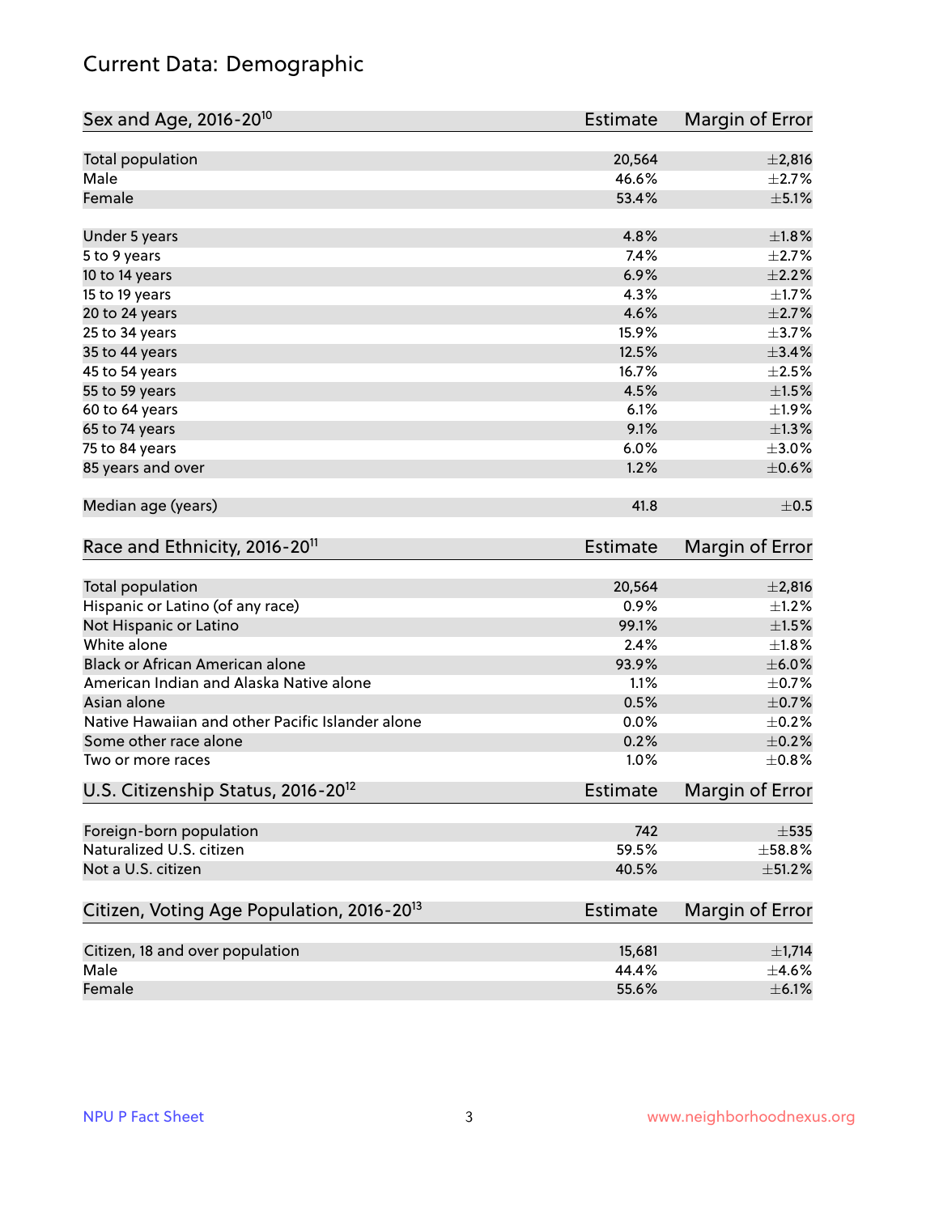# Current Data: Demographic

| Sex and Age, 2016-20[10] | Estimate | Margin of Error |
|---|---|---|
| Total population | 20,564 | ±2,816 |
| Male | 46.6% | ±2.7% |
| Female | 53.4% | ±5.1% |
| Under 5 years | 4.8% | ±1.8% |
| 5 to 9 years | 7.4% | ±2.7% |
| 10 to 14 years | 6.9% | ±2.2% |
| 15 to 19 years | 4.3% | ±1.7% |
| 20 to 24 years | 4.6% | ±2.7% |
| 25 to 34 years | 15.9% | ±3.7% |
| 35 to 44 years | 12.5% | ±3.4% |
| 45 to 54 years | 16.7% | ±2.5% |
| 55 to 59 years | 4.5% | ±1.5% |
| 60 to 64 years | 6.1% | ±1.9% |
| 65 to 74 years | 9.1% | ±1.3% |
| 75 to 84 years | 6.0% | ±3.0% |
| 85 years and over | 1.2% | ±0.6% |
| Median age (years) | 41.8 | ±0.5 |

| Race and Ethnicity, 2016-20[11] | Estimate | Margin of Error |
|---|---|---|
| Total population | 20,564 | ±2,816 |
| Hispanic or Latino (of any race) | 0.9% | ±1.2% |
| Not Hispanic or Latino | 99.1% | ±1.5% |
| White alone | 2.4% | ±1.8% |
| Black or African American alone | 93.9% | ±6.0% |
| American Indian and Alaska Native alone | 1.1% | ±0.7% |
| Asian alone | 0.5% | ±0.7% |
| Native Hawaiian and other Pacific Islander alone | 0.0% | ±0.2% |
| Some other race alone | 0.2% | ±0.2% |
| Two or more races | 1.0% | ±0.8% |

| U.S. Citizenship Status, 2016-20[12] | Estimate | Margin of Error |
|---|---|---|
| Foreign-born population | 742 | ±535 |
| Naturalized U.S. citizen | 59.5% | ±58.8% |
| Not a U.S. citizen | 40.5% | ±51.2% |

| Citizen, Voting Age Population, 2016-20[13] | Estimate | Margin of Error |
|---|---|---|
| Citizen, 18 and over population | 15,681 | ±1,714 |
| Male | 44.4% | ±4.6% |
| Female | 55.6% | ±6.1% |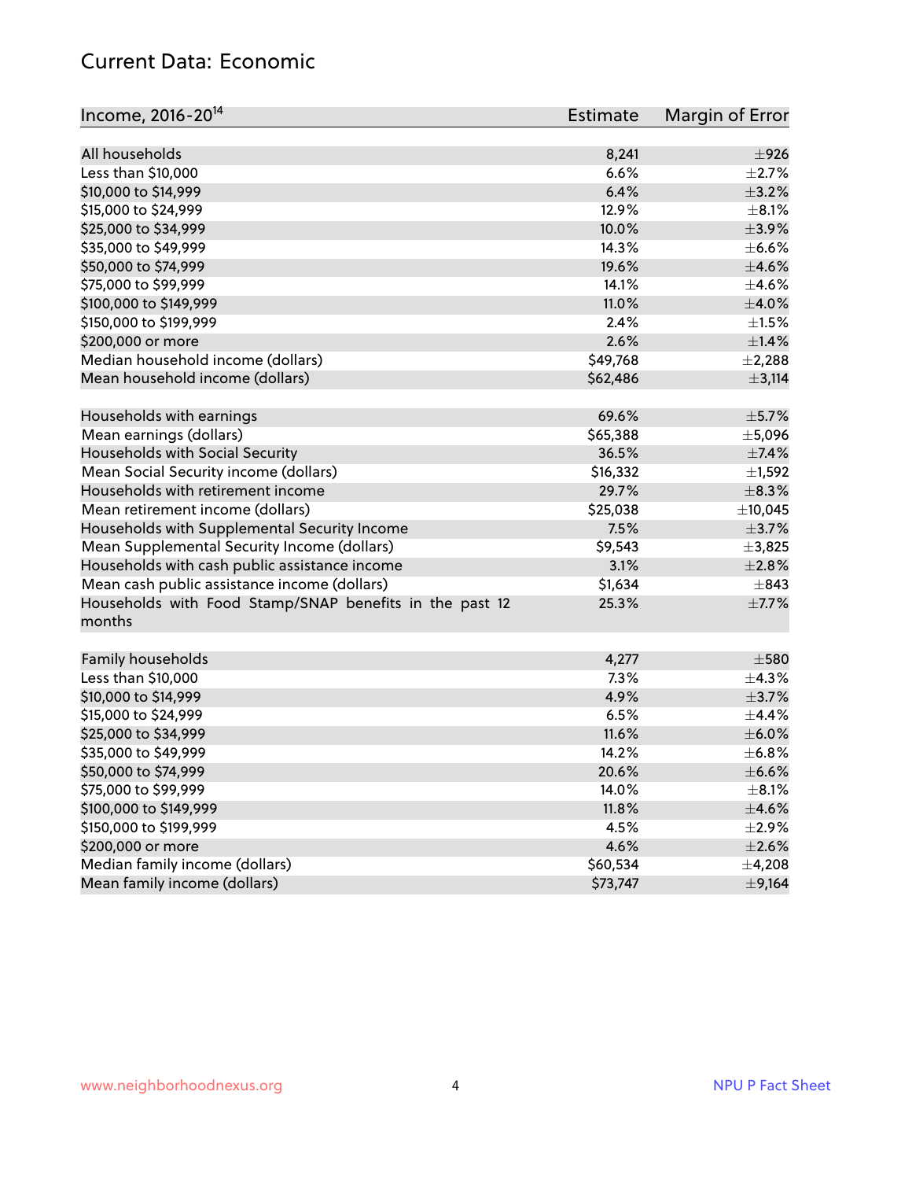## Current Data: Economic

| Income, 2016-20[14] | Estimate | Margin of Error |
|---|---|---|
| All households | 8,241 | ±926 |
| Less than $10,000 | 6.6% | ±2.7% |
| $10,000 to $14,999 | 6.4% | ±3.2% |
| $15,000 to $24,999 | 12.9% | ±8.1% |
| $25,000 to $34,999 | 10.0% | ±3.9% |
| $35,000 to $49,999 | 14.3% | ±6.6% |
| $50,000 to $74,999 | 19.6% | ±4.6% |
| $75,000 to $99,999 | 14.1% | ±4.6% |
| $100,000 to $149,999 | 11.0% | ±4.0% |
| $150,000 to $199,999 | 2.4% | ±1.5% |
| $200,000 or more | 2.6% | ±1.4% |
| Median household income (dollars) | $49,768 | ±2,288 |
| Mean household income (dollars) | $62,486 | ±3,114 |
| | | |
| Households with earnings | 69.6% | ±5.7% |
| Mean earnings (dollars) | $65,388 | ±5,096 |
| Households with Social Security | 36.5% | ±7.4% |
| Mean Social Security income (dollars) | $16,332 | ±1,592 |
| Households with retirement income | 29.7% | ±8.3% |
| Mean retirement income (dollars) | $25,038 | ±10,045 |
| Households with Supplemental Security Income | 7.5% | ±3.7% |
| Mean Supplemental Security Income (dollars) | $9,543 | ±3,825 |
| Households with cash public assistance income | 3.1% | ±2.8% |
| Mean cash public assistance income (dollars) | $1,634 | ±843 |
| Households with Food Stamp/SNAP benefits in the past 12 months | 25.3% | ±7.7% |
| | | |
| Family households | 4,277 | ±580 |
| Less than $10,000 | 7.3% | ±4.3% |
| $10,000 to $14,999 | 4.9% | ±3.7% |
| $15,000 to $24,999 | 6.5% | ±4.4% |
| $25,000 to $34,999 | 11.6% | ±6.0% |
| $35,000 to $49,999 | 14.2% | ±6.8% |
| $50,000 to $74,999 | 20.6% | ±6.6% |
| $75,000 to $99,999 | 14.0% | ±8.1% |
| $100,000 to $149,999 | 11.8% | ±4.6% |
| $150,000 to $199,999 | 4.5% | ±2.9% |
| $200,000 or more | 4.6% | ±2.6% |
| Median family income (dollars) | $60,534 | ±4,208 |
| Mean family income (dollars) | $73,747 | ±9,164 |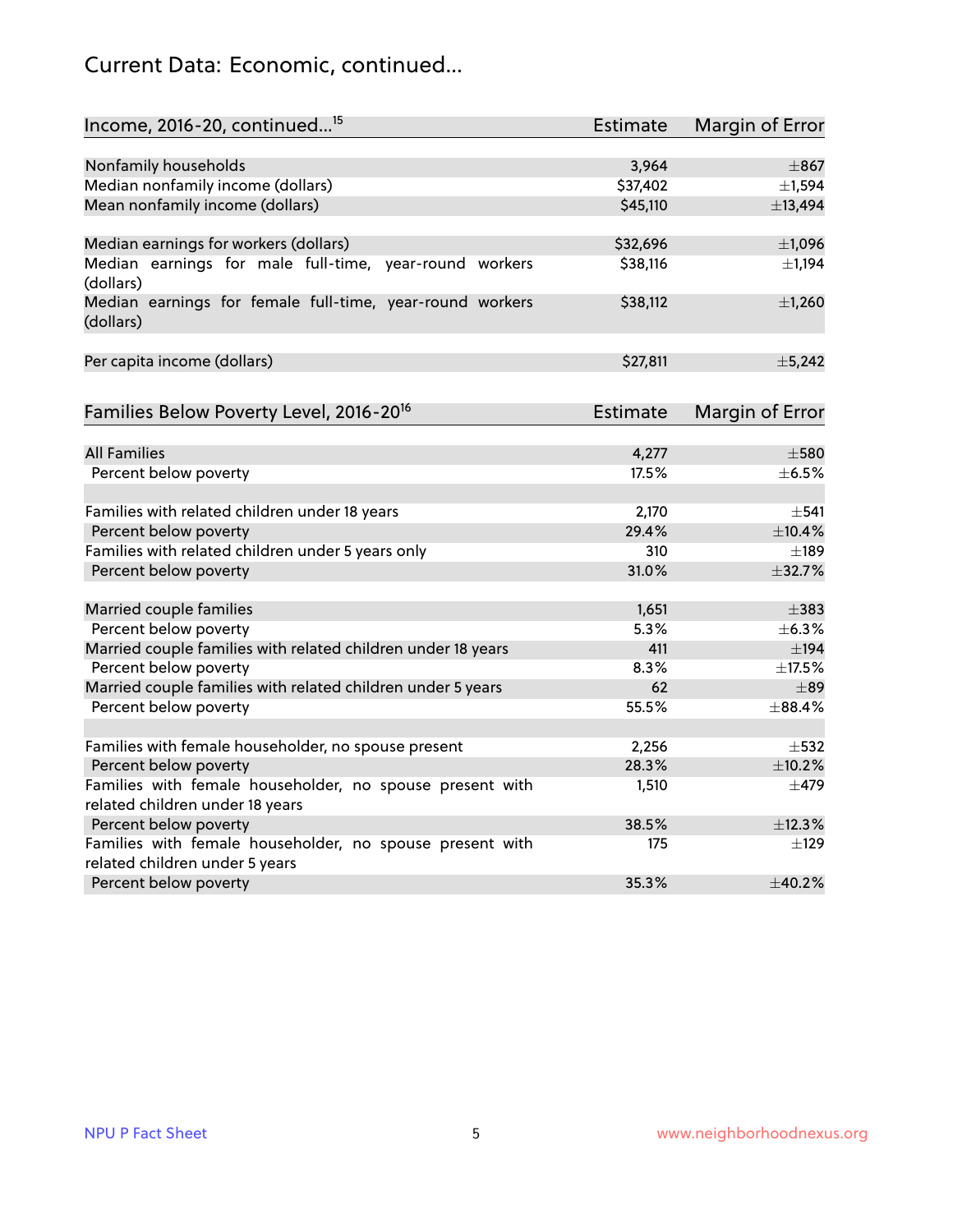## Current Data: Economic, continued...

| Income, 2016-20, continued...[15] | Estimate | Margin of Error |
|---|---|---|
| Nonfamily households | 3,964 | ±867 |
| Median nonfamily income (dollars) | $37,402 | ±1,594 |
| Mean nonfamily income (dollars) | $45,110 | ±13,494 |
| | | |
| Median earnings for workers (dollars) | $32,696 | ±1,096 |
| Median earnings for male full-time, year-round workers (dollars) | $38,116 | ±1,194 |
| Median earnings for female full-time, year-round workers (dollars) | $38,112 | ±1,260 |
| | | |
| Per capita income (dollars) | $27,811 | ±5,242 |

| Families Below Poverty Level, 2016-20[16] | Estimate | Margin of Error |
|---|---|---|
| All Families | 4,277 | ±580 |
| Percent below poverty | 17.5% | ±6.5% |
| | | |
| Families with related children under 18 years | 2,170 | ±541 |
| Percent below poverty | 29.4% | ±10.4% |
| Families with related children under 5 years only | 310 | ±189 |
| Percent below poverty | 31.0% | ±32.7% |
| | | |
| Married couple families | 1,651 | ±383 |
| Percent below poverty | 5.3% | ±6.3% |
| Married couple families with related children under 18 years | 411 | ±194 |
| Percent below poverty | 8.3% | ±17.5% |
| Married couple families with related children under 5 years | 62 | ±89 |
| Percent below poverty | 55.5% | ±88.4% |
| | | |
| Families with female householder, no spouse present | 2,256 | ±532 |
| Percent below poverty | 28.3% | ±10.2% |
| Families with female householder, no spouse present with related children under 18 years | 1,510 | ±479 |
| Percent below poverty | 38.5% | ±12.3% |
| Families with female householder, no spouse present with related children under 5 years | 175 | ±129 |
| Percent below poverty | 35.3% | ±40.2% |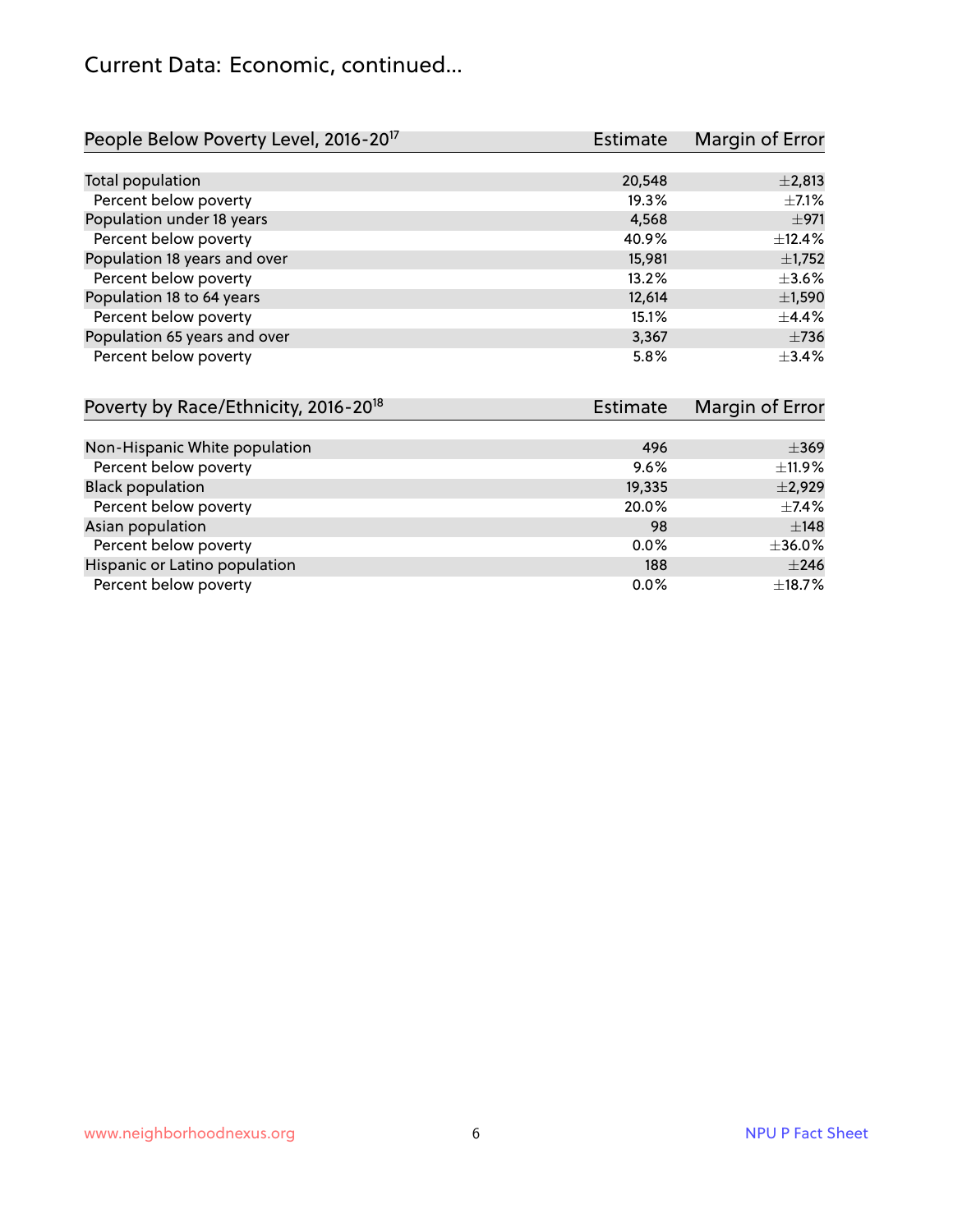## Current Data: Economic, continued...

| People Below Poverty Level, 2016-20[17] | Estimate | Margin of Error |
|---|---|---|
| Total population | 20,548 | ±2,813 |
| Percent below poverty | 19.3% | ±7.1% |
| Population under 18 years | 4,568 | ±971 |
| Percent below poverty | 40.9% | ±12.4% |
| Population 18 years and over | 15,981 | ±1,752 |
| Percent below poverty | 13.2% | ±3.6% |
| Population 18 to 64 years | 12,614 | ±1,590 |
| Percent below poverty | 15.1% | ±4.4% |
| Population 65 years and over | 3,367 | ±736 |
| Percent below poverty | 5.8% | ±3.4% |

| Poverty by Race/Ethnicity, 2016-20[18] | Estimate | Margin of Error |
|---|---|---|
| Non-Hispanic White population | 496 | ±369 |
| Percent below poverty | 9.6% | ±11.9% |
| Black population | 19,335 | ±2,929 |
| Percent below poverty | 20.0% | ±7.4% |
| Asian population | 98 | ±148 |
| Percent below poverty | 0.0% | ±36.0% |
| Hispanic or Latino population | 188 | ±246 |
| Percent below poverty | 0.0% | ±18.7% |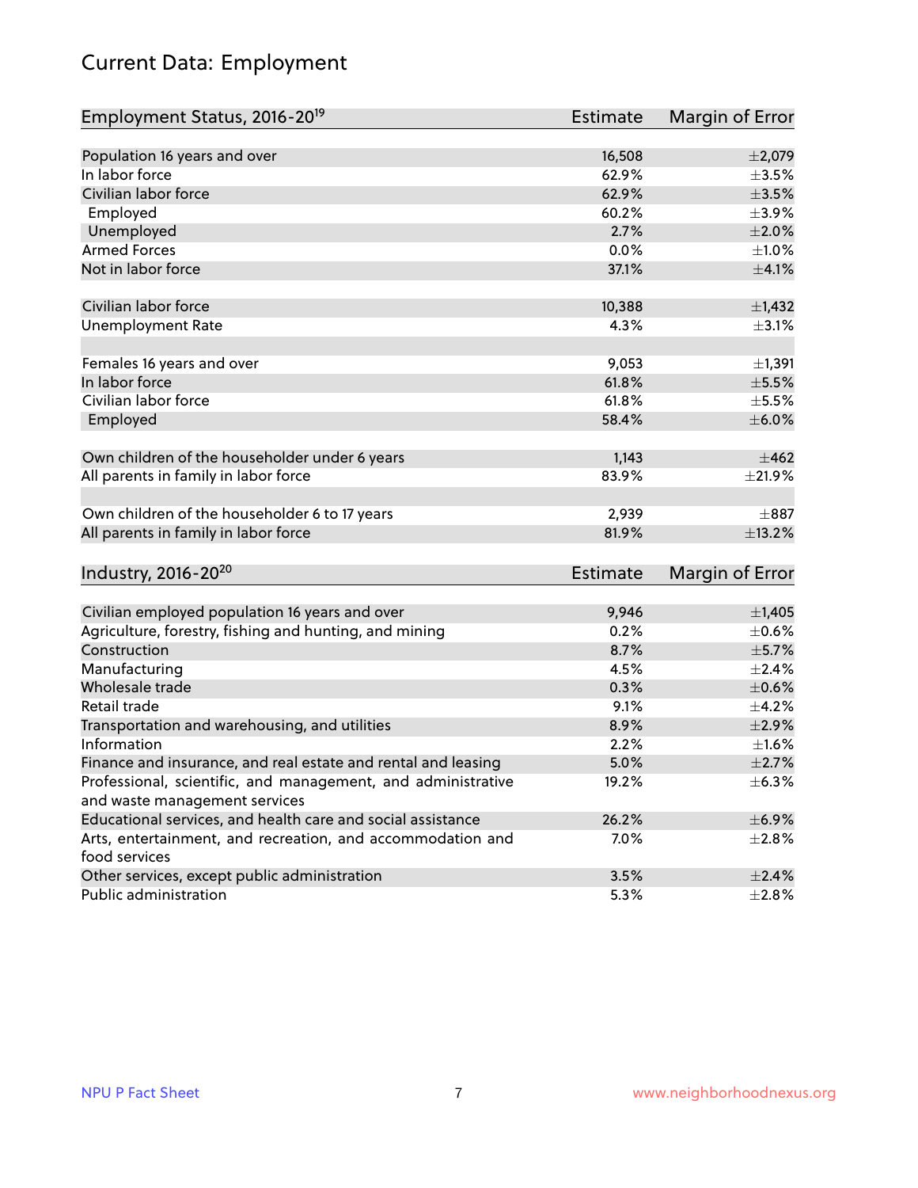# Current Data: Employment

| Employment Status, 2016-20[19] | Estimate | Margin of Error |
|---|---|---|
| Population 16 years and over | 16,508 | ±2,079 |
| In labor force | 62.9% | ±3.5% |
| Civilian labor force | 62.9% | ±3.5% |
| Employed | 60.2% | ±3.9% |
| Unemployed | 2.7% | ±2.0% |
| Armed Forces | 0.0% | ±1.0% |
| Not in labor force | 37.1% | ±4.1% |
| | | |
| Civilian labor force | 10,388 | ±1,432 |
| Unemployment Rate | 4.3% | ±3.1% |
| | | |
| Females 16 years and over | 9,053 | ±1,391 |
| In labor force | 61.8% | ±5.5% |
| Civilian labor force | 61.8% | ±5.5% |
| Employed | 58.4% | ±6.0% |
| | | |
| Own children of the householder under 6 years | 1,143 | ±462 |
| All parents in family in labor force | 83.9% | ±21.9% |
| | | |
| Own children of the householder 6 to 17 years | 2,939 | ±887 |
| All parents in family in labor force | 81.9% | ±13.2% |

| Industry, 2016-20[20] | Estimate | Margin of Error |
|---|---|---|
| Civilian employed population 16 years and over | 9,946 | ±1,405 |
| Agriculture, forestry, fishing and hunting, and mining | 0.2% | ±0.6% |
| Construction | 8.7% | ±5.7% |
| Manufacturing | 4.5% | ±2.4% |
| Wholesale trade | 0.3% | ±0.6% |
| Retail trade | 9.1% | ±4.2% |
| Transportation and warehousing, and utilities | 8.9% | ±2.9% |
| Information | 2.2% | ±1.6% |
| Finance and insurance, and real estate and rental and leasing | 5.0% | ±2.7% |
| Professional, scientific, and management, and administrative and waste management services | 19.2% | ±6.3% |
| Educational services, and health care and social assistance | 26.2% | ±6.9% |
| Arts, entertainment, and recreation, and accommodation and food services | 7.0% | ±2.8% |
| Other services, except public administration | 3.5% | ±2.4% |
| Public administration | 5.3% | ±2.8% |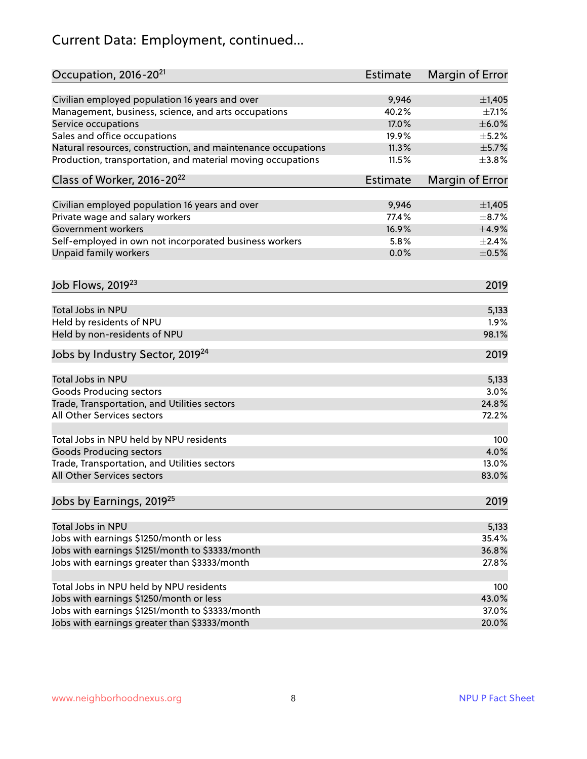# Current Data: Employment, continued...

| Occupation, 2016-20[21] | Estimate | Margin of Error |
|---|---|---|
| Civilian employed population 16 years and over | 9,946 | ±1,405 |
| Management, business, science, and arts occupations | 40.2% | ±7.1% |
| Service occupations | 17.0% | ±6.0% |
| Sales and office occupations | 19.9% | ±5.2% |
| Natural resources, construction, and maintenance occupations | 11.3% | ±5.7% |
| Production, transportation, and material moving occupations | 11.5% | ±3.8% |

| Class of Worker, 2016-20[22] | Estimate | Margin of Error |
|---|---|---|
| Civilian employed population 16 years and over | 9,946 | ±1,405 |
| Private wage and salary workers | 77.4% | ±8.7% |
| Government workers | 16.9% | ±4.9% |
| Self-employed in own not incorporated business workers | 5.8% | ±2.4% |
| Unpaid family workers | 0.0% | ±0.5% |

| Job Flows, 2019[23] | 2019 |
|---|---|
| Total Jobs in NPU | 5,133 |
| Held by residents of NPU | 1.9% |
| Held by non-residents of NPU | 98.1% |

| Jobs by Industry Sector, 2019[24] | 2019 |
|---|---|
| Total Jobs in NPU | 5,133 |
| Goods Producing sectors | 3.0% |
| Trade, Transportation, and Utilities sectors | 24.8% |
| All Other Services sectors | 72.2% |
| | |
| Total Jobs in NPU held by NPU residents | 100 |
| Goods Producing sectors | 4.0% |
| Trade, Transportation, and Utilities sectors | 13.0% |
| All Other Services sectors | 83.0% |

| Jobs by Earnings, 2019[25] | 2019 |
|---|---|
| Total Jobs in NPU | 5,133 |
| Jobs with earnings $1250/month or less | 35.4% |
| Jobs with earnings $1251/month to $3333/month | 36.8% |
| Jobs with earnings greater than $3333/month | 27.8% |
| | |
| Total Jobs in NPU held by NPU residents | 100 |
| Jobs with earnings $1250/month or less | 43.0% |
| Jobs with earnings $1251/month to $3333/month | 37.0% |
| Jobs with earnings greater than $3333/month | 20.0% |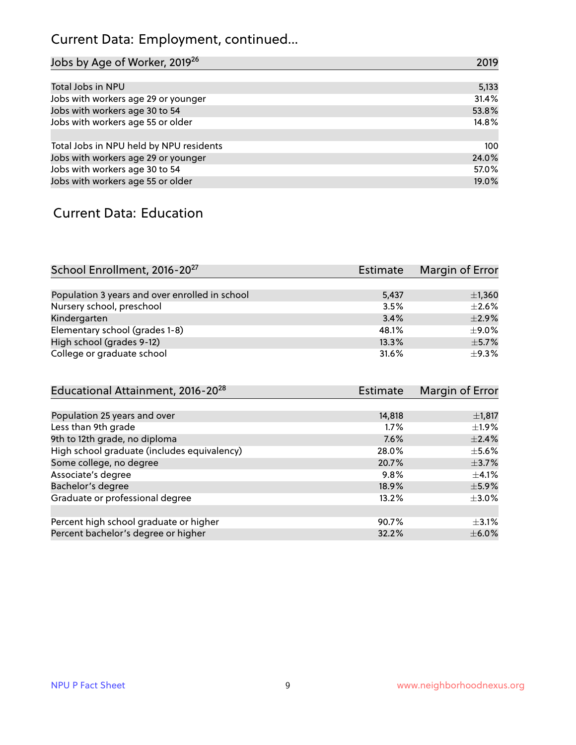# Current Data: Employment, continued...

| Jobs by Age of Worker, 2019[26] | 2019 |
|---|---|
| Total Jobs in NPU | 5,133 |
| Jobs with workers age 29 or younger | 31.4% |
| Jobs with workers age 30 to 54 | 53.8% |
| Jobs with workers age 55 or older | 14.8% |
| | |
| Total Jobs in NPU held by NPU residents | 100 |
| Jobs with workers age 29 or younger | 24.0% |
| Jobs with workers age 30 to 54 | 57.0% |
| Jobs with workers age 55 or older | 19.0% |

## Current Data: Education

| School Enrollment, 2016-20[27] | Estimate | Margin of Error |
|---|---|---|
| Population 3 years and over enrolled in school | 5,437 | ±1,360 |
| Nursery school, preschool | 3.5% | ±2.6% |
| Kindergarten | 3.4% | ±2.9% |
| Elementary school (grades 1-8) | 48.1% | ±9.0% |
| High school (grades 9-12) | 13.3% | ±5.7% |
| College or graduate school | 31.6% | ±9.3% |

| Educational Attainment, 2016-20[28] | Estimate | Margin of Error |
|---|---|---|
| Population 25 years and over | 14,818 | ±1,817 |
| Less than 9th grade | 1.7% | ±1.9% |
| 9th to 12th grade, no diploma | 7.6% | ±2.4% |
| High school graduate (includes equivalency) | 28.0% | ±5.6% |
| Some college, no degree | 20.7% | ±3.7% |
| Associate's degree | 9.8% | ±4.1% |
| Bachelor's degree | 18.9% | ±5.9% |
| Graduate or professional degree | 13.2% | ±3.0% |
| | | |
| Percent high school graduate or higher | 90.7% | ±3.1% |
| Percent bachelor's degree or higher | 32.2% | ±6.0% |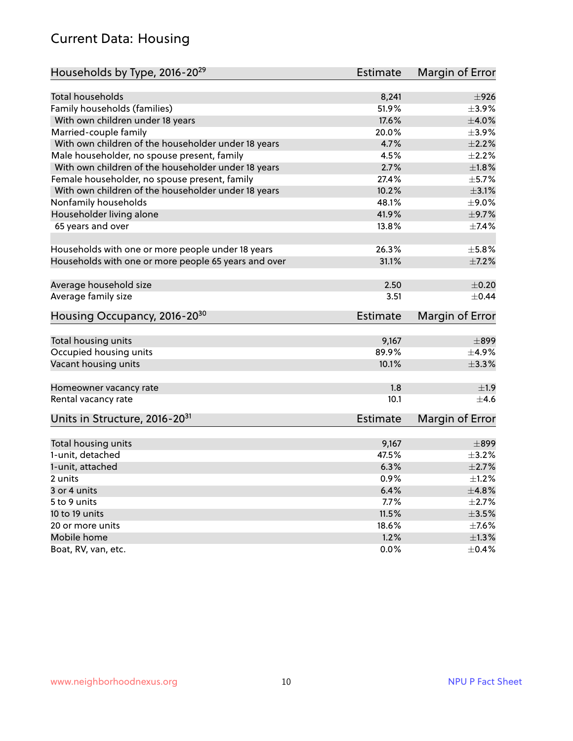# Current Data: Housing

| Households by Type, 2016-20[29] | Estimate | Margin of Error |
|---|---|---|
| Total households | 8,241 | ±926 |
| Family households (families) | 51.9% | ±3.9% |
| With own children under 18 years | 17.6% | ±4.0% |
| Married-couple family | 20.0% | ±3.9% |
| With own children of the householder under 18 years | 4.7% | ±2.2% |
| Male householder, no spouse present, family | 4.5% | ±2.2% |
| With own children of the householder under 18 years | 2.7% | ±1.8% |
| Female householder, no spouse present, family | 27.4% | ±5.7% |
| With own children of the householder under 18 years | 10.2% | ±3.1% |
| Nonfamily households | 48.1% | ±9.0% |
| Householder living alone | 41.9% | ±9.7% |
| 65 years and over | 13.8% | ±7.4% |
| | | |
| Households with one or more people under 18 years | 26.3% | ±5.8% |
| Households with one or more people 65 years and over | 31.1% | ±7.2% |
| | | |
| Average household size | 2.50 | ±0.20 |
| Average family size | 3.51 | ±0.44 |

| Housing Occupancy, 2016-20[30] | Estimate | Margin of Error |
|---|---|---|
| Total housing units | 9,167 | ±899 |
| Occupied housing units | 89.9% | ±4.9% |
| Vacant housing units | 10.1% | ±3.3% |
| | | |
| Homeowner vacancy rate | 1.8 | ±1.9 |
| Rental vacancy rate | 10.1 | ±4.6 |

| Units in Structure, 2016-20[31] | Estimate | Margin of Error |
|---|---|---|
| Total housing units | 9,167 | ±899 |
| 1-unit, detached | 47.5% | ±3.2% |
| 1-unit, attached | 6.3% | ±2.7% |
| 2 units | 0.9% | ±1.2% |
| 3 or 4 units | 6.4% | ±4.8% |
| 5 to 9 units | 7.7% | ±2.7% |
| 10 to 19 units | 11.5% | ±3.5% |
| 20 or more units | 18.6% | ±7.6% |
| Mobile home | 1.2% | ±1.3% |
| Boat, RV, van, etc. | 0.0% | ±0.4% |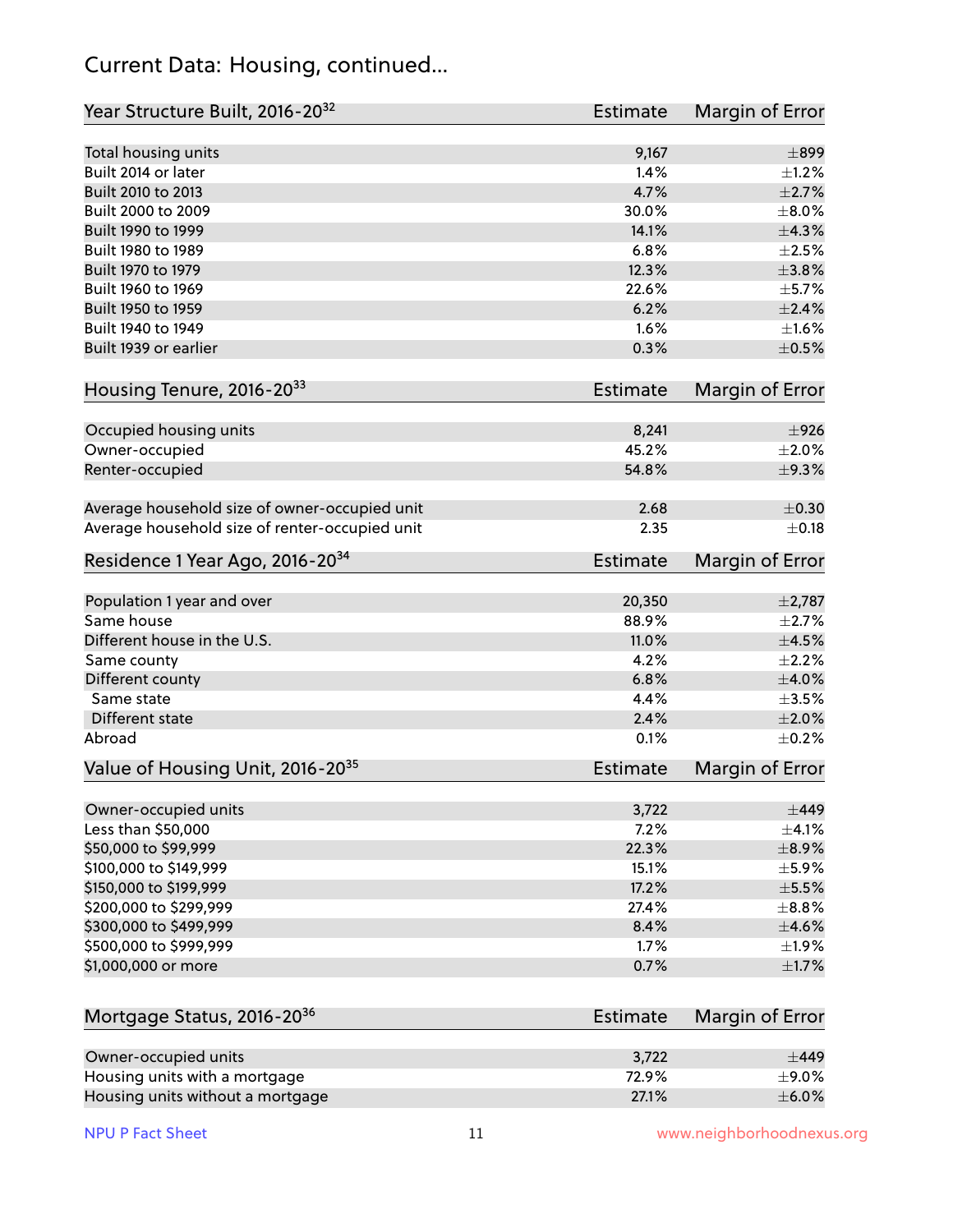# Current Data: Housing, continued...

| Year Structure Built, 2016-20[32] | Estimate | Margin of Error |
|---|---|---|
| Total housing units | 9,167 | ±899 |
| Built 2014 or later | 1.4% | ±1.2% |
| Built 2010 to 2013 | 4.7% | ±2.7% |
| Built 2000 to 2009 | 30.0% | ±8.0% |
| Built 1990 to 1999 | 14.1% | ±4.3% |
| Built 1980 to 1989 | 6.8% | ±2.5% |
| Built 1970 to 1979 | 12.3% | ±3.8% |
| Built 1960 to 1969 | 22.6% | ±5.7% |
| Built 1950 to 1959 | 6.2% | ±2.4% |
| Built 1940 to 1949 | 1.6% | ±1.6% |
| Built 1939 or earlier | 0.3% | ±0.5% |

| Housing Tenure, 2016-20[33] | Estimate | Margin of Error |
|---|---|---|
| Occupied housing units | 8,241 | ±926 |
| Owner-occupied | 45.2% | ±2.0% |
| Renter-occupied | 54.8% | ±9.3% |
| Average household size of owner-occupied unit | 2.68 | ±0.30 |
| Average household size of renter-occupied unit | 2.35 | ±0.18 |

| Residence 1 Year Ago, 2016-20[34] | Estimate | Margin of Error |
|---|---|---|
| Population 1 year and over | 20,350 | ±2,787 |
| Same house | 88.9% | ±2.7% |
| Different house in the U.S. | 11.0% | ±4.5% |
| Same county | 4.2% | ±2.2% |
| Different county | 6.8% | ±4.0% |
| Same state | 4.4% | ±3.5% |
| Different state | 2.4% | ±2.0% |
| Abroad | 0.1% | ±0.2% |

| Value of Housing Unit, 2016-20[35] | Estimate | Margin of Error |
|---|---|---|
| Owner-occupied units | 3,722 | ±449 |
| Less than $50,000 | 7.2% | ±4.1% |
| $50,000 to $99,999 | 22.3% | ±8.9% |
| $100,000 to $149,999 | 15.1% | ±5.9% |
| $150,000 to $199,999 | 17.2% | ±5.5% |
| $200,000 to $299,999 | 27.4% | ±8.8% |
| $300,000 to $499,999 | 8.4% | ±4.6% |
| $500,000 to $999,999 | 1.7% | ±1.9% |
| $1,000,000 or more | 0.7% | ±1.7% |

| Mortgage Status, 2016-20[36] | Estimate | Margin of Error |
|---|---|---|
| Owner-occupied units | 3,722 | ±449 |
| Housing units with a mortgage | 72.9% | ±9.0% |
| Housing units without a mortgage | 27.1% | ±6.0% |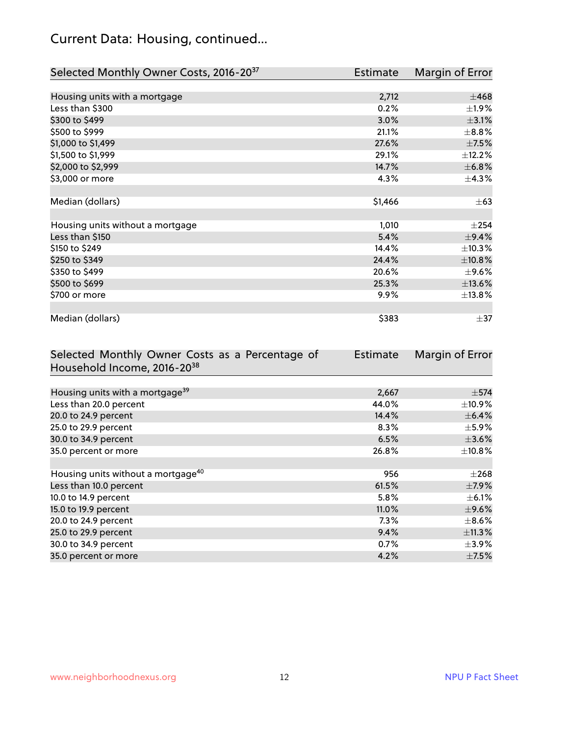## Current Data: Housing, continued...

| Selected Monthly Owner Costs, 2016-20[37] | Estimate | Margin of Error |
|---|---|---|
| Housing units with a mortgage | 2,712 | ±468 |
| Less than $300 | 0.2% | ±1.9% |
| $300 to $499 | 3.0% | ±3.1% |
| $500 to $999 | 21.1% | ±8.8% |
| $1,000 to $1,499 | 27.6% | ±7.5% |
| $1,500 to $1,999 | 29.1% | ±12.2% |
| $2,000 to $2,999 | 14.7% | ±6.8% |
| $3,000 or more | 4.3% | ±4.3% |
| | | |
| Median (dollars) | $1,466 | ±63 |
| | | |
| Housing units without a mortgage | 1,010 | ±254 |
| Less than $150 | 5.4% | ±9.4% |
| $150 to $249 | 14.4% | ±10.3% |
| $250 to $349 | 24.4% | ±10.8% |
| $350 to $499 | 20.6% | ±9.6% |
| $500 to $699 | 25.3% | ±13.6% |
| $700 or more | 9.9% | ±13.8% |
| | | |
| Median (dollars) | $383 | ±37 |

| Selected Monthly Owner Costs as a Percentage of Household Income, 2016-20[38] | Estimate | Margin of Error |
|---|---|---|
| Housing units with a mortgage[39] | 2,667 | ±574 |
| Less than 20.0 percent | 44.0% | ±10.9% |
| 20.0 to 24.9 percent | 14.4% | ±6.4% |
| 25.0 to 29.9 percent | 8.3% | ±5.9% |
| 30.0 to 34.9 percent | 6.5% | ±3.6% |
| 35.0 percent or more | 26.8% | ±10.8% |
| | | |
| Housing units without a mortgage[40] | 956 | ±268 |
| Less than 10.0 percent | 61.5% | ±7.9% |
| 10.0 to 14.9 percent | 5.8% | ±6.1% |
| 15.0 to 19.9 percent | 11.0% | ±9.6% |
| 20.0 to 24.9 percent | 7.3% | ±8.6% |
| 25.0 to 29.9 percent | 9.4% | ±11.3% |
| 30.0 to 34.9 percent | 0.7% | ±3.9% |
| 35.0 percent or more | 4.2% | ±7.5% |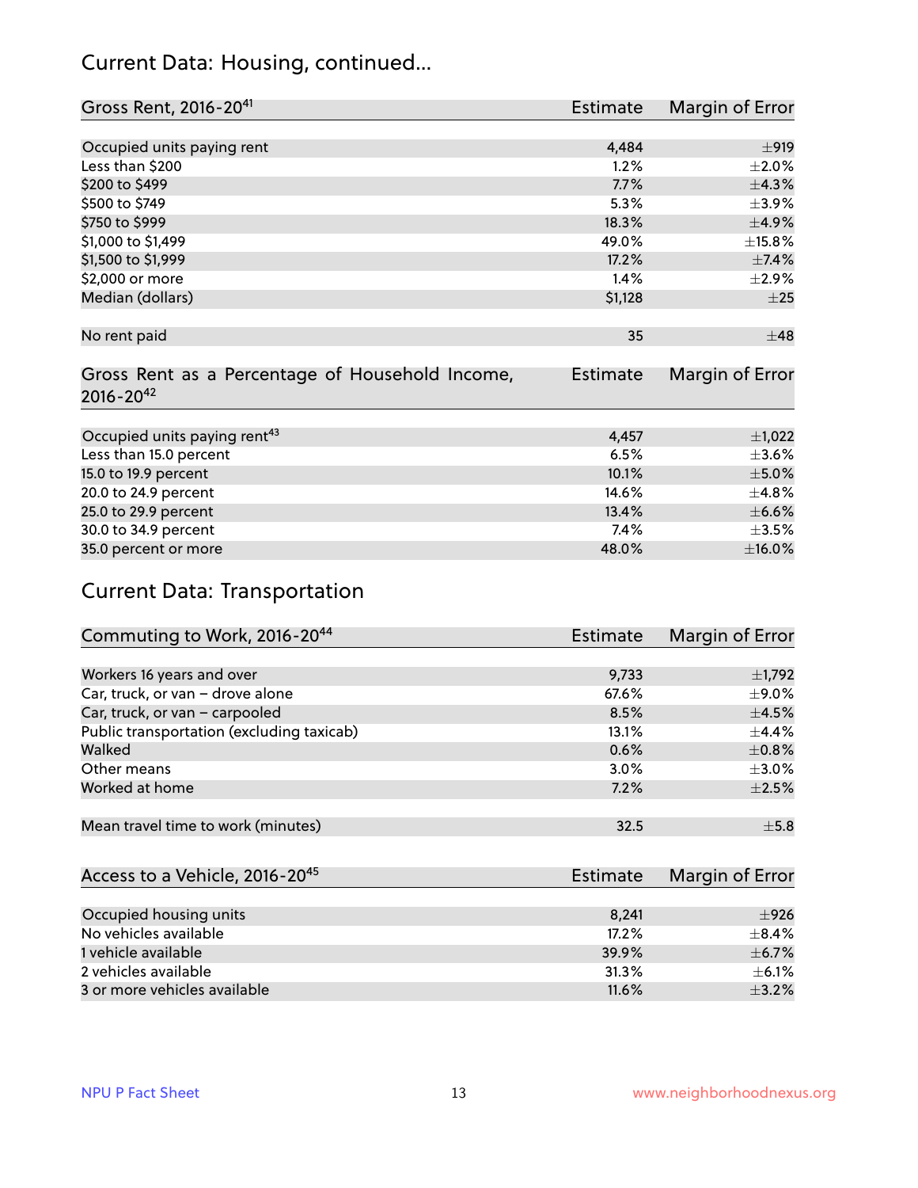## Current Data: Housing, continued...

| Gross Rent, 2016-20[41] | Estimate | Margin of Error |
|---|---|---|
| Occupied units paying rent | 4,484 | ±919 |
| Less than $200 | 1.2% | ±2.0% |
| $200 to $499 | 7.7% | ±4.3% |
| $500 to $749 | 5.3% | ±3.9% |
| $750 to $999 | 18.3% | ±4.9% |
| $1,000 to $1,499 | 49.0% | ±15.8% |
| $1,500 to $1,999 | 17.2% | ±7.4% |
| $2,000 or more | 1.4% | ±2.9% |
| Median (dollars) | $1,128 | ±25 |
| No rent paid | 35 | ±48 |

| Gross Rent as a Percentage of Household Income, 2016-20[42] | Estimate | Margin of Error |
|---|---|---|
| Occupied units paying rent[43] | 4,457 | ±1,022 |
| Less than 15.0 percent | 6.5% | ±3.6% |
| 15.0 to 19.9 percent | 10.1% | ±5.0% |
| 20.0 to 24.9 percent | 14.6% | ±4.8% |
| 25.0 to 29.9 percent | 13.4% | ±6.6% |
| 30.0 to 34.9 percent | 7.4% | ±3.5% |
| 35.0 percent or more | 48.0% | ±16.0% |

## Current Data: Transportation

| Commuting to Work, 2016-20[44] | Estimate | Margin of Error |
|---|---|---|
| Workers 16 years and over | 9,733 | ±1,792 |
| Car, truck, or van – drove alone | 67.6% | ±9.0% |
| Car, truck, or van – carpooled | 8.5% | ±4.5% |
| Public transportation (excluding taxicab) | 13.1% | ±4.4% |
| Walked | 0.6% | ±0.8% |
| Other means | 3.0% | ±3.0% |
| Worked at home | 7.2% | ±2.5% |
| Mean travel time to work (minutes) | 32.5 | ±5.8 |

| Access to a Vehicle, 2016-20[45] | Estimate | Margin of Error |
|---|---|---|
| Occupied housing units | 8,241 | ±926 |
| No vehicles available | 17.2% | ±8.4% |
| 1 vehicle available | 39.9% | ±6.7% |
| 2 vehicles available | 31.3% | ±6.1% |
| 3 or more vehicles available | 11.6% | ±3.2% |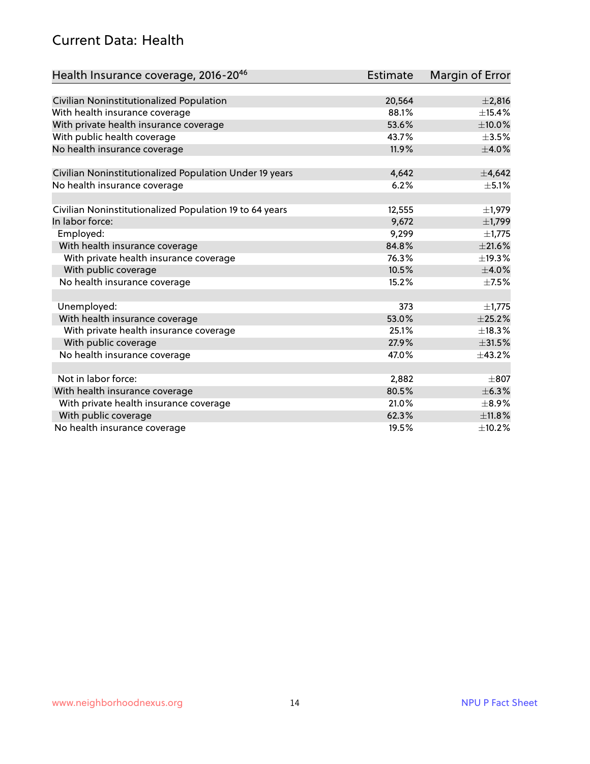## Current Data: Health

| Health Insurance coverage, 2016-20[46] | Estimate | Margin of Error |
|---|---|---|
| Civilian Noninstitutionalized Population | 20,564 | ±2,816 |
| With health insurance coverage | 88.1% | ±15.4% |
| With private health insurance coverage | 53.6% | ±10.0% |
| With public health coverage | 43.7% | ±3.5% |
| No health insurance coverage | 11.9% | ±4.0% |
| | | |
| Civilian Noninstitutionalized Population Under 19 years | 4,642 | ±4,642 |
| No health insurance coverage | 6.2% | ±5.1% |
| | | |
| Civilian Noninstitutionalized Population 19 to 64 years | 12,555 | ±1,979 |
| In labor force: | 9,672 | ±1,799 |
| Employed: | 9,299 | ±1,775 |
| With health insurance coverage | 84.8% | ±21.6% |
| With private health insurance coverage | 76.3% | ±19.3% |
| With public coverage | 10.5% | ±4.0% |
| No health insurance coverage | 15.2% | ±7.5% |
| | | |
| Unemployed: | 373 | ±1,775 |
| With health insurance coverage | 53.0% | ±25.2% |
| With private health insurance coverage | 25.1% | ±18.3% |
| With public coverage | 27.9% | ±31.5% |
| No health insurance coverage | 47.0% | ±43.2% |
| | | |
| Not in labor force: | 2,882 | ±807 |
| With health insurance coverage | 80.5% | ±6.3% |
| With private health insurance coverage | 21.0% | ±8.9% |
| With public coverage | 62.3% | ±11.8% |
| No health insurance coverage | 19.5% | ±10.2% |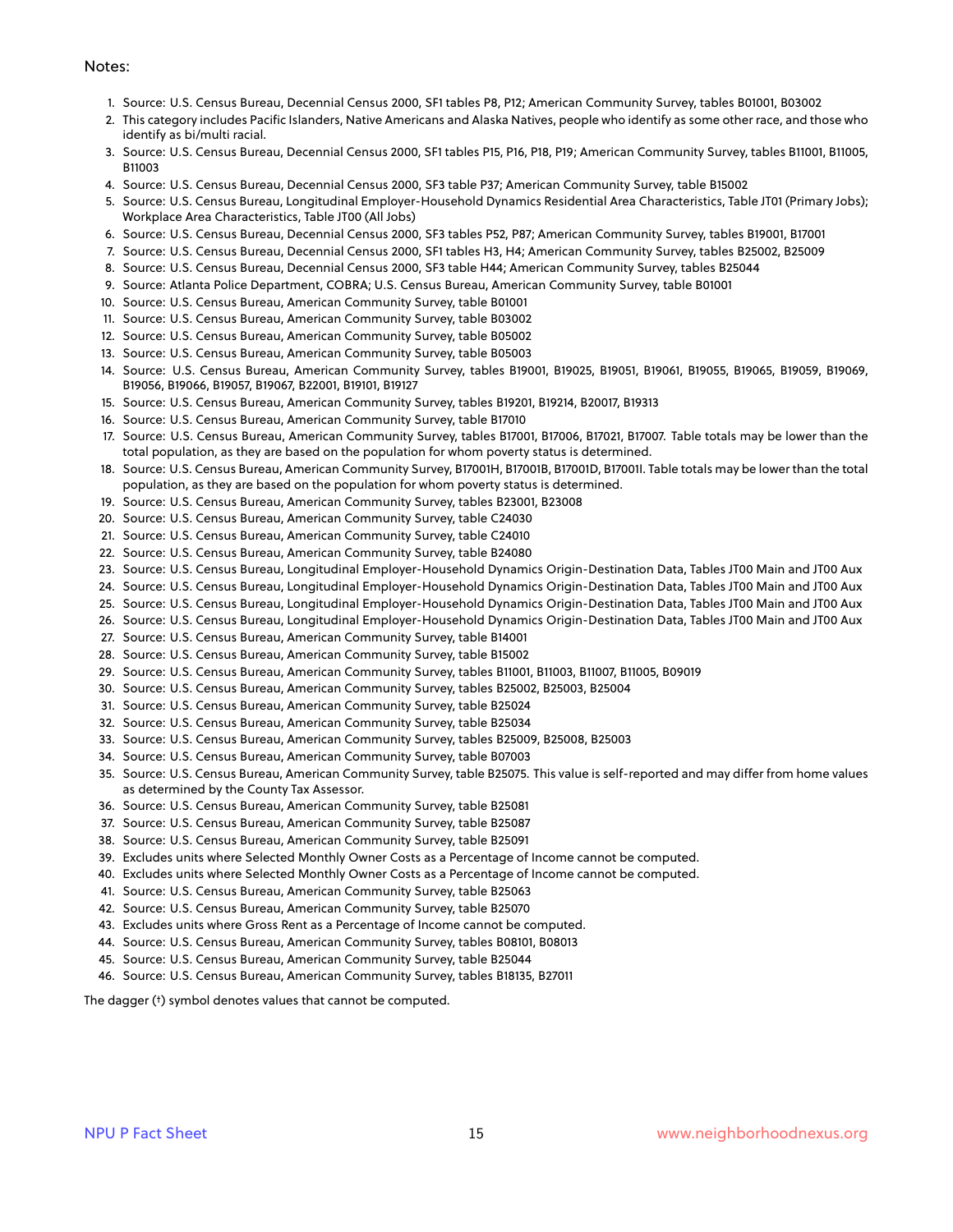Notes:

1. Source: U.S. Census Bureau, Decennial Census 2000, SF1 tables P8, P12; American Community Survey, tables B01001, B03002
2. This category includes Pacific Islanders, Native Americans and Alaska Natives, people who identify as some other race, and those who identify as bi/multi racial.
3. Source: U.S. Census Bureau, Decennial Census 2000, SF1 tables P15, P16, P18, P19; American Community Survey, tables B11001, B11005, B11003
4. Source: U.S. Census Bureau, Decennial Census 2000, SF3 table P37; American Community Survey, table B15002
5. Source: U.S. Census Bureau, Longitudinal Employer-Household Dynamics Residential Area Characteristics, Table JT01 (Primary Jobs); Workplace Area Characteristics, Table JT00 (All Jobs)
6. Source: U.S. Census Bureau, Decennial Census 2000, SF3 tables P52, P87; American Community Survey, tables B19001, B17001
7. Source: U.S. Census Bureau, Decennial Census 2000, SF1 tables H3, H4; American Community Survey, tables B25002, B25009
8. Source: U.S. Census Bureau, Decennial Census 2000, SF3 table H44; American Community Survey, tables B25044
9. Source: Atlanta Police Department, COBRA; U.S. Census Bureau, American Community Survey, table B01001
10. Source: U.S. Census Bureau, American Community Survey, table B01001
11. Source: U.S. Census Bureau, American Community Survey, table B03002
12. Source: U.S. Census Bureau, American Community Survey, table B05002
13. Source: U.S. Census Bureau, American Community Survey, table B05003
14. Source: U.S. Census Bureau, American Community Survey, tables B19001, B19025, B19051, B19061, B19055, B19065, B19059, B19069, B19056, B19066, B19057, B19067, B22001, B19101, B19127
15. Source: U.S. Census Bureau, American Community Survey, tables B19201, B19214, B20017, B19313
16. Source: U.S. Census Bureau, American Community Survey, table B17010
17. Source: U.S. Census Bureau, American Community Survey, tables B17001, B17006, B17021, B17007. Table totals may be lower than the total population, as they are based on the population for whom poverty status is determined.
18. Source: U.S. Census Bureau, American Community Survey, B17001H, B17001B, B17001D, B17001I. Table totals may be lower than the total population, as they are based on the population for whom poverty status is determined.
19. Source: U.S. Census Bureau, American Community Survey, tables B23001, B23008
20. Source: U.S. Census Bureau, American Community Survey, table C24030
21. Source: U.S. Census Bureau, American Community Survey, table C24010
22. Source: U.S. Census Bureau, American Community Survey, table B24080
23. Source: U.S. Census Bureau, Longitudinal Employer-Household Dynamics Origin-Destination Data, Tables JT00 Main and JT00 Aux
24. Source: U.S. Census Bureau, Longitudinal Employer-Household Dynamics Origin-Destination Data, Tables JT00 Main and JT00 Aux
25. Source: U.S. Census Bureau, Longitudinal Employer-Household Dynamics Origin-Destination Data, Tables JT00 Main and JT00 Aux
26. Source: U.S. Census Bureau, Longitudinal Employer-Household Dynamics Origin-Destination Data, Tables JT00 Main and JT00 Aux
27. Source: U.S. Census Bureau, American Community Survey, table B14001
28. Source: U.S. Census Bureau, American Community Survey, table B15002
29. Source: U.S. Census Bureau, American Community Survey, tables B11001, B11003, B11007, B11005, B09019
30. Source: U.S. Census Bureau, American Community Survey, tables B25002, B25003, B25004
31. Source: U.S. Census Bureau, American Community Survey, table B25024
32. Source: U.S. Census Bureau, American Community Survey, table B25034
33. Source: U.S. Census Bureau, American Community Survey, tables B25009, B25008, B25003
34. Source: U.S. Census Bureau, American Community Survey, table B07003
35. Source: U.S. Census Bureau, American Community Survey, table B25075. This value is self-reported and may differ from home values as determined by the County Tax Assessor.
36. Source: U.S. Census Bureau, American Community Survey, table B25081
37. Source: U.S. Census Bureau, American Community Survey, table B25087
38. Source: U.S. Census Bureau, American Community Survey, table B25091
39. Excludes units where Selected Monthly Owner Costs as a Percentage of Income cannot be computed.
40. Excludes units where Selected Monthly Owner Costs as a Percentage of Income cannot be computed.
41. Source: U.S. Census Bureau, American Community Survey, table B25063
42. Source: U.S. Census Bureau, American Community Survey, table B25070
43. Excludes units where Gross Rent as a Percentage of Income cannot be computed.
44. Source: U.S. Census Bureau, American Community Survey, tables B08101, B08013
45. Source: U.S. Census Bureau, American Community Survey, table B25044
46. Source: U.S. Census Bureau, American Community Survey, tables B18135, B27011

The dagger (†) symbol denotes values that cannot be computed.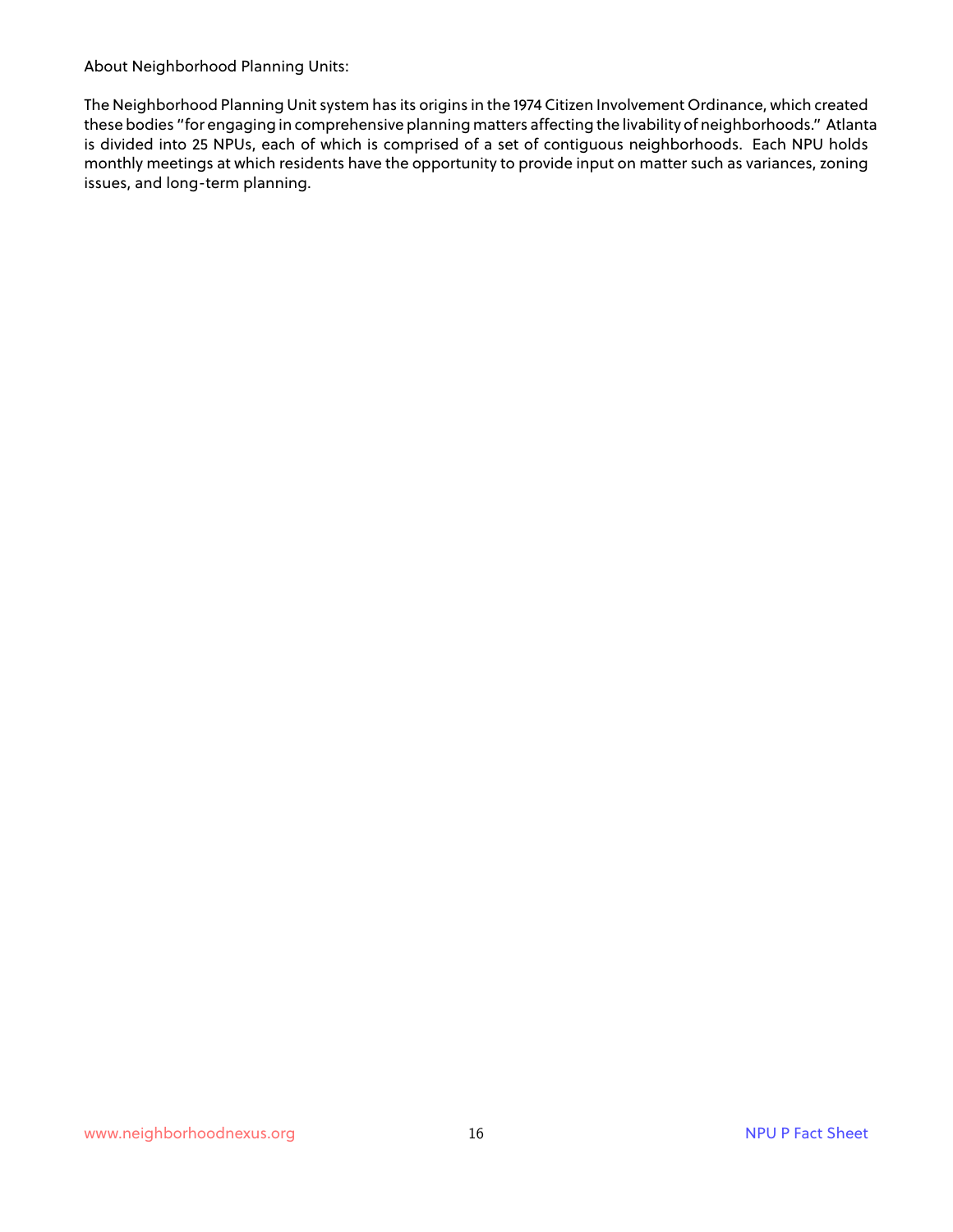About Neighborhood Planning Units:

The Neighborhood Planning Unit system has its origins in the 1974 Citizen Involvement Ordinance, which created these bodies "for engaging in comprehensive planning matters affecting the livability of neighborhoods." Atlanta is divided into 25 NPUs, each of which is comprised of a set of contiguous neighborhoods. Each NPU holds monthly meetings at which residents have the opportunity to provide input on matter such as variances, zoning issues, and long-term planning.